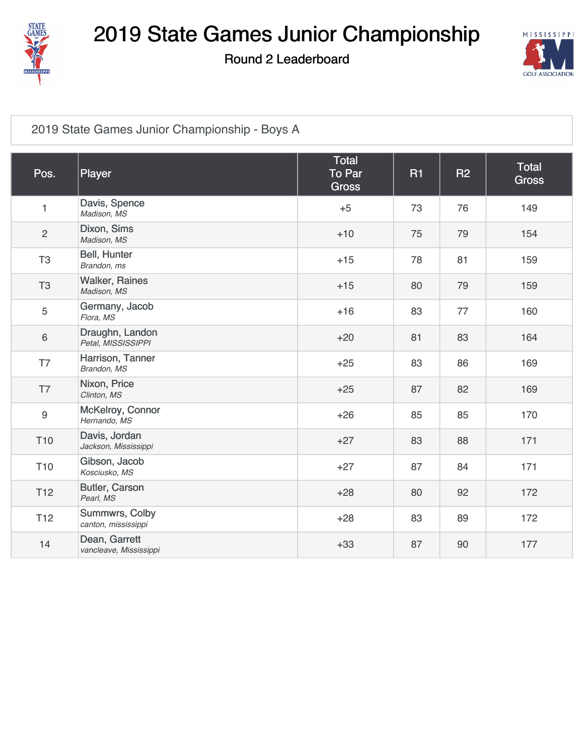# 2019 State Games Junior Championship

## Round 2 Leaderboard

### 2019 State Games Junior Championship - Boys A

| Pos. | Player | Total To Par Gross | R1 | R2 | Total Gross |
|---|---|---|---|---|---|
| 1 | Davis, Spence<br>*Madison, MS* | +5 | 73 | 76 | 149 |
| 2 | Dixon, Sims<br>*Madison, MS* | +10 | 75 | 79 | 154 |
| T3 | Bell, Hunter<br>*Brandon, ms* | +15 | 78 | 81 | 159 |
| T3 | Walker, Raines<br>*Madison, MS* | +15 | 80 | 79 | 159 |
| 5 | Germany, Jacob<br>*Flora, MS* | +16 | 83 | 77 | 160 |
| 6 | Draughn, Landon<br>*Petal, MISSISSIPPI* | +20 | 81 | 83 | 164 |
| T7 | Harrison, Tanner<br>*Brandon, MS* | +25 | 83 | 86 | 169 |
| T7 | Nixon, Price<br>*Clinton, MS* | +25 | 87 | 82 | 169 |
| 9 | McKelroy, Connor<br>*Hernando, MS* | +26 | 85 | 85 | 170 |
| T10 | Davis, Jordan<br>*Jackson, Mississippi* | +27 | 83 | 88 | 171 |
| T10 | Gibson, Jacob<br>*Kosciusko, MS* | +27 | 87 | 84 | 171 |
| T12 | Butler, Carson<br>*Pearl, MS* | +28 | 80 | 92 | 172 |
| T12 | Summwrs, Colby<br>*canton, mississippi* | +28 | 83 | 89 | 172 |
| 14 | Dean, Garrett<br>*vancleave, Mississippi* | +33 | 87 | 90 | 177 |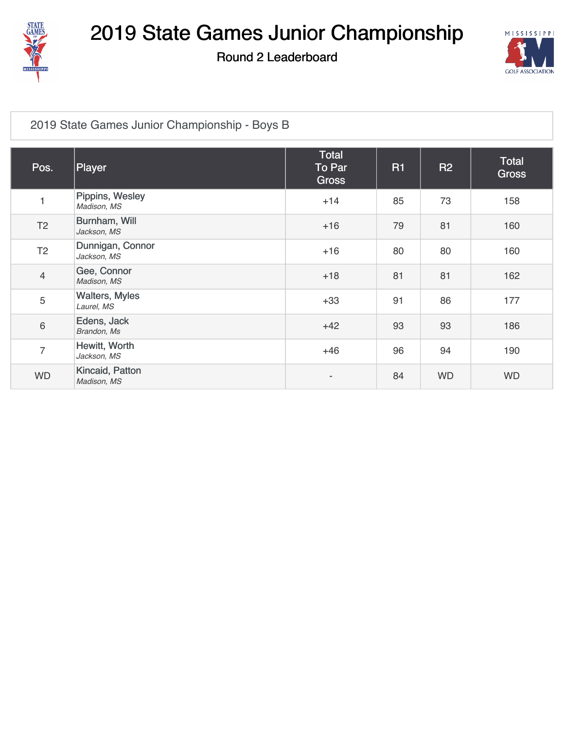# 2019 State Games Junior Championship

## Round 2 Leaderboard

### 2019 State Games Junior Championship - Boys B

| Pos. | Player | Total To Par Gross | R1 | R2 | Total Gross |
|---|---|---|---|---|---|
| 1 | Pippins, Wesley *Madison, MS* | +14 | 85 | 73 | 158 |
| T2 | Burnham, Will *Jackson, MS* | +16 | 79 | 81 | 160 |
| T2 | Dunnigan, Connor *Jackson, MS* | +16 | 80 | 80 | 160 |
| 4 | Gee, Connor *Madison, MS* | +18 | 81 | 81 | 162 |
| 5 | Walters, Myles *Laurel, MS* | +33 | 91 | 86 | 177 |
| 6 | Edens, Jack *Brandon, Ms* | +42 | 93 | 93 | 186 |
| 7 | Hewitt, Worth *Jackson, MS* | +46 | 96 | 94 | 190 |
| WD | Kincaid, Patton *Madison, MS* | - | 84 | WD | WD |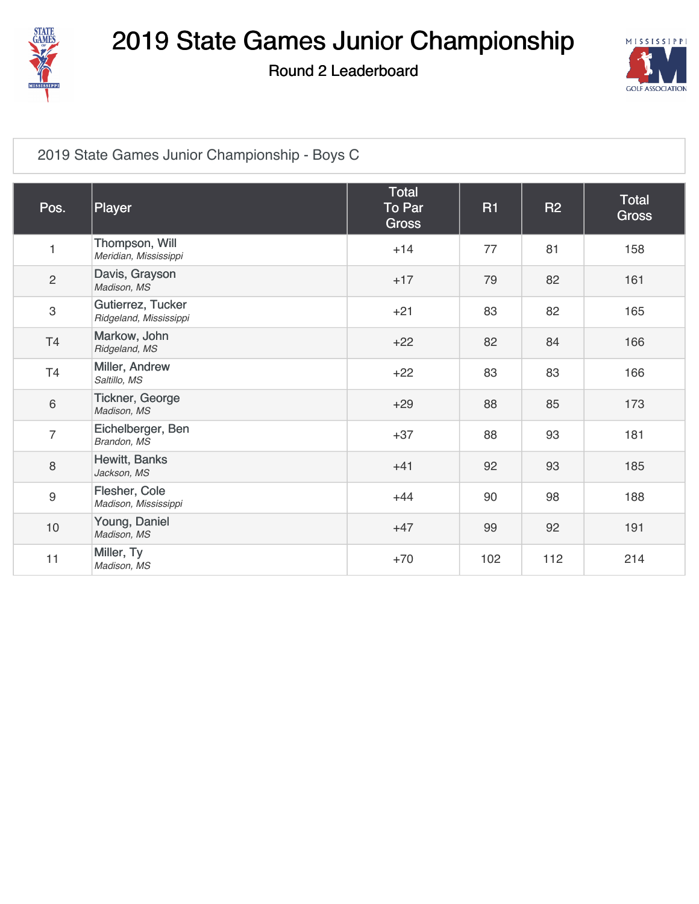# 2019 State Games Junior Championship

## Round 2 Leaderboard

### 2019 State Games Junior Championship - Boys C

| Pos. | Player | Total To Par Gross | R1 | R2 | Total Gross |
|---|---|---|---|---|---|
| 1 | Thompson, Will<br>*Meridian, Mississippi* | +14 | 77 | 81 | 158 |
| 2 | Davis, Grayson<br>*Madison, MS* | +17 | 79 | 82 | 161 |
| 3 | Gutierrez, Tucker<br>*Ridgeland, Mississippi* | +21 | 83 | 82 | 165 |
| T4 | Markow, John<br>*Ridgeland, MS* | +22 | 82 | 84 | 166 |
| T4 | Miller, Andrew<br>*Saltillo, MS* | +22 | 83 | 83 | 166 |
| 6 | Tickner, George<br>*Madison, MS* | +29 | 88 | 85 | 173 |
| 7 | Eichelberger, Ben<br>*Brandon, MS* | +37 | 88 | 93 | 181 |
| 8 | Hewitt, Banks<br>*Jackson, MS* | +41 | 92 | 93 | 185 |
| 9 | Flesher, Cole<br>*Madison, Mississippi* | +44 | 90 | 98 | 188 |
| 10 | Young, Daniel<br>*Madison, MS* | +47 | 99 | 92 | 191 |
| 11 | Miller, Ty<br>*Madison, MS* | +70 | 102 | 112 | 214 |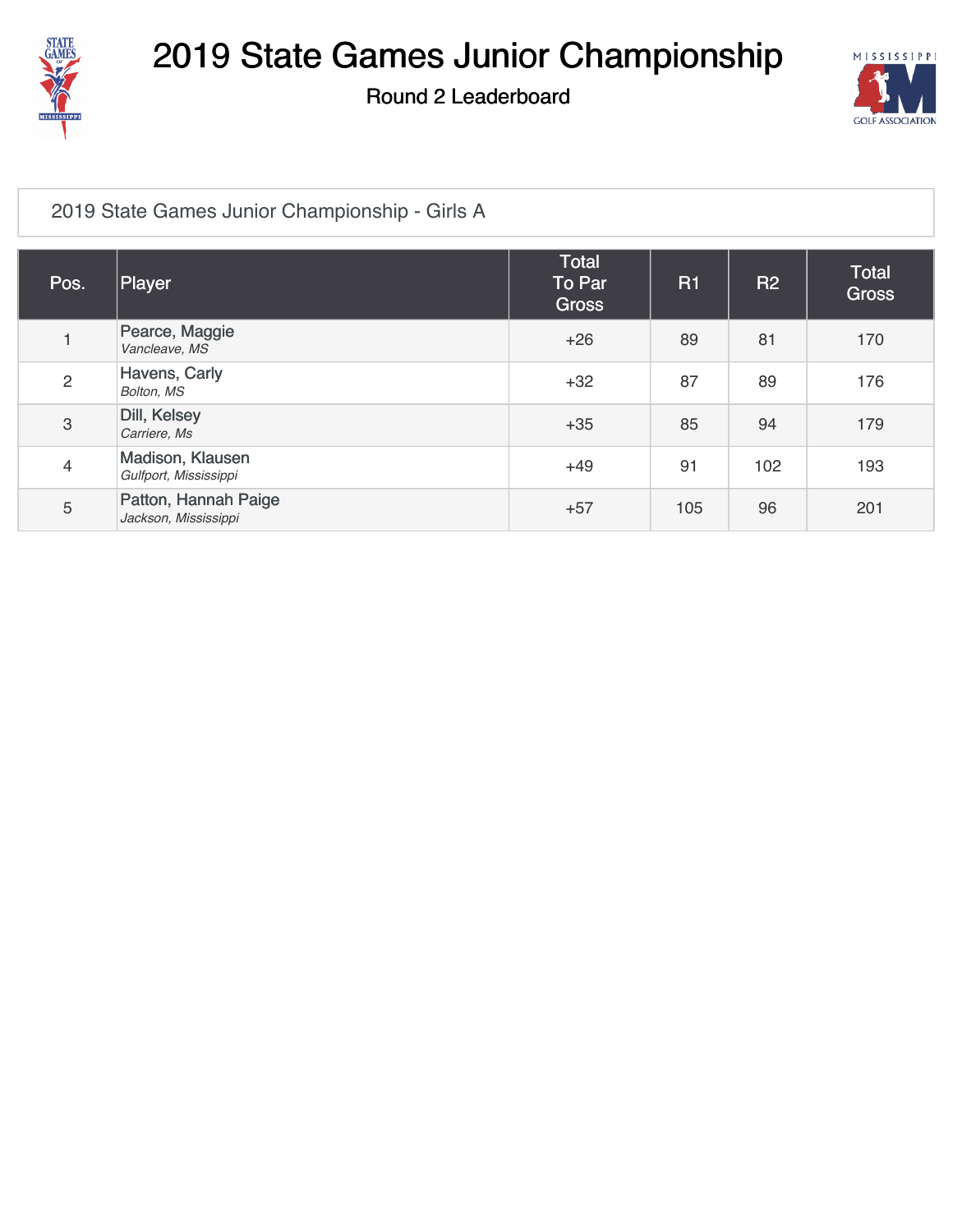# 2019 State Games Junior Championship

## Round 2 Leaderboard

2019 State Games Junior Championship - Girls A

| Pos. | Player | Total To Par Gross | R1 | R2 | Total Gross |
|---|---|---|---|---|---|
| 1 | Pearce, Maggie<br>*Vancleave, MS* | +26 | 89 | 81 | 170 |
| 2 | Havens, Carly<br>*Bolton, MS* | +32 | 87 | 89 | 176 |
| 3 | Dill, Kelsey<br>*Carriere, Ms* | +35 | 85 | 94 | 179 |
| 4 | Madison, Klausen<br>*Gulfport, Mississippi* | +49 | 91 | 102 | 193 |
| 5 | Patton, Hannah Paige<br>*Jackson, Mississippi* | +57 | 105 | 96 | 201 |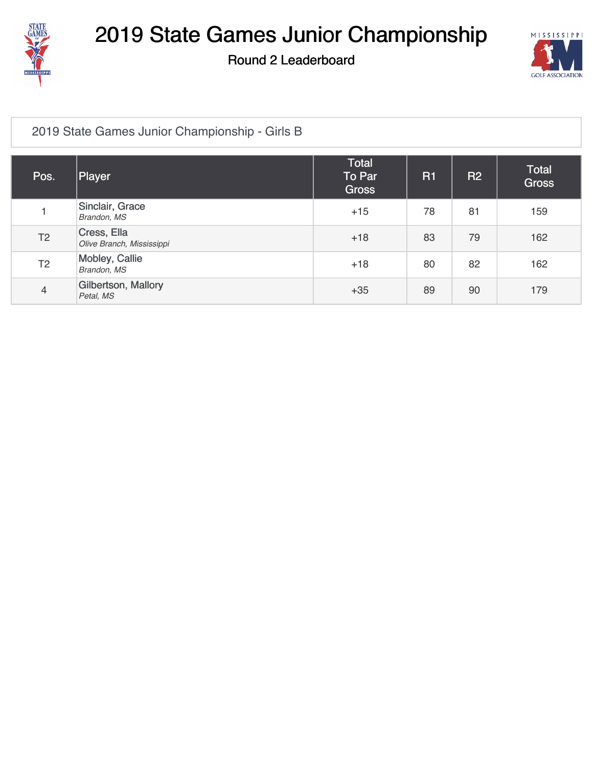# 2019 State Games Junior Championship

## Round 2 Leaderboard

### 2019 State Games Junior Championship - Girls B

| Pos. | Player | Total To Par Gross | R1 | R2 | Total Gross |
|---|---|---|---|---|---|
| 1 | Sinclair, Grace<br>*Brandon, MS* | +15 | 78 | 81 | 159 |
| T2 | Cress, Ella<br>*Olive Branch, Mississippi* | +18 | 83 | 79 | 162 |
| T2 | Mobley, Callie<br>*Brandon, MS* | +18 | 80 | 82 | 162 |
| 4 | Gilbertson, Mallory<br>*Petal, MS* | +35 | 89 | 90 | 179 |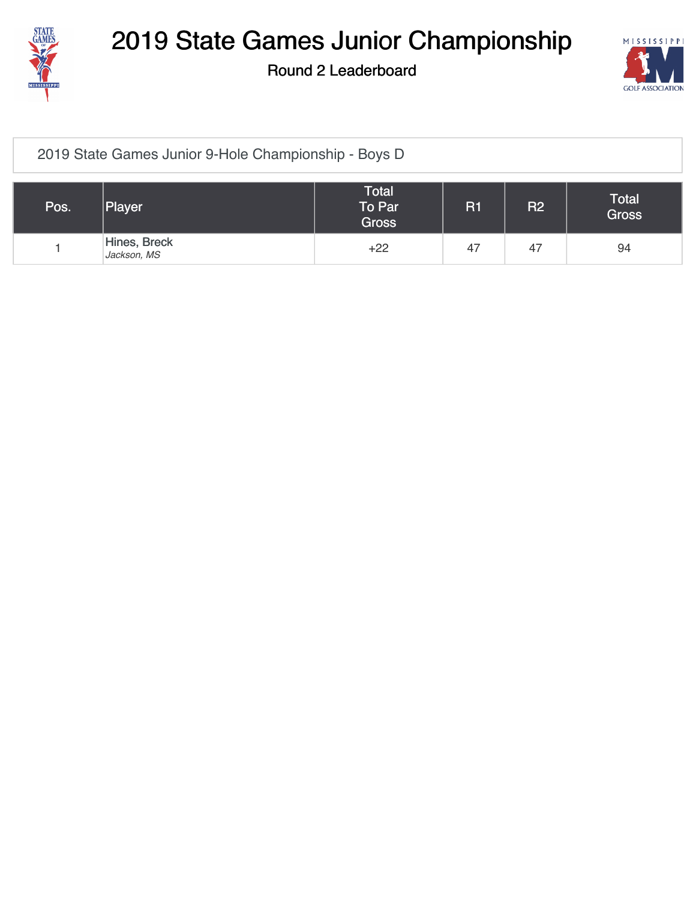# 2019 State Games Junior Championship

## Round 2 Leaderboard

### 2019 State Games Junior 9-Hole Championship - Boys D

| Pos. | Player | Total To Par Gross | R1 | R2 | Total Gross |
|---|---|---|---|---|---|
| 1 | Hines, Breck *Jackson, MS* | +22 | 47 | 47 | 94 |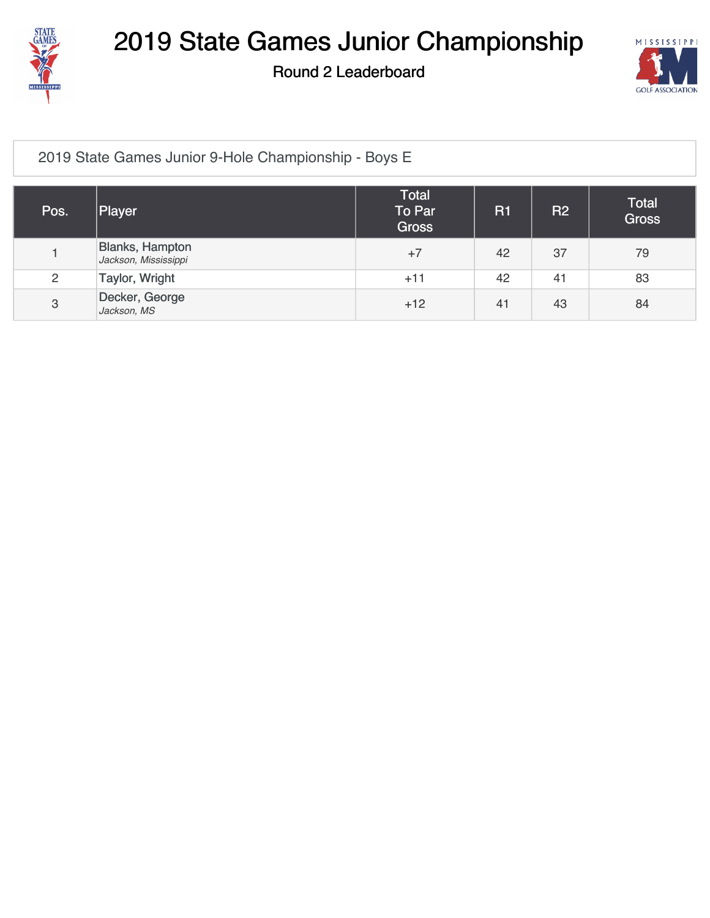# 2019 State Games Junior Championship

## Round 2 Leaderboard

### 2019 State Games Junior 9-Hole Championship - Boys E

| Pos. | Player | Total To Par Gross | R1 | R2 | Total Gross |
|---|---|---|---|---|---|
| 1 | Blanks, Hampton *Jackson, Mississippi* | +7 | 42 | 37 | 79 |
| 2 | Taylor, Wright | +11 | 42 | 41 | 83 |
| 3 | Decker, George *Jackson, MS* | +12 | 41 | 43 | 84 |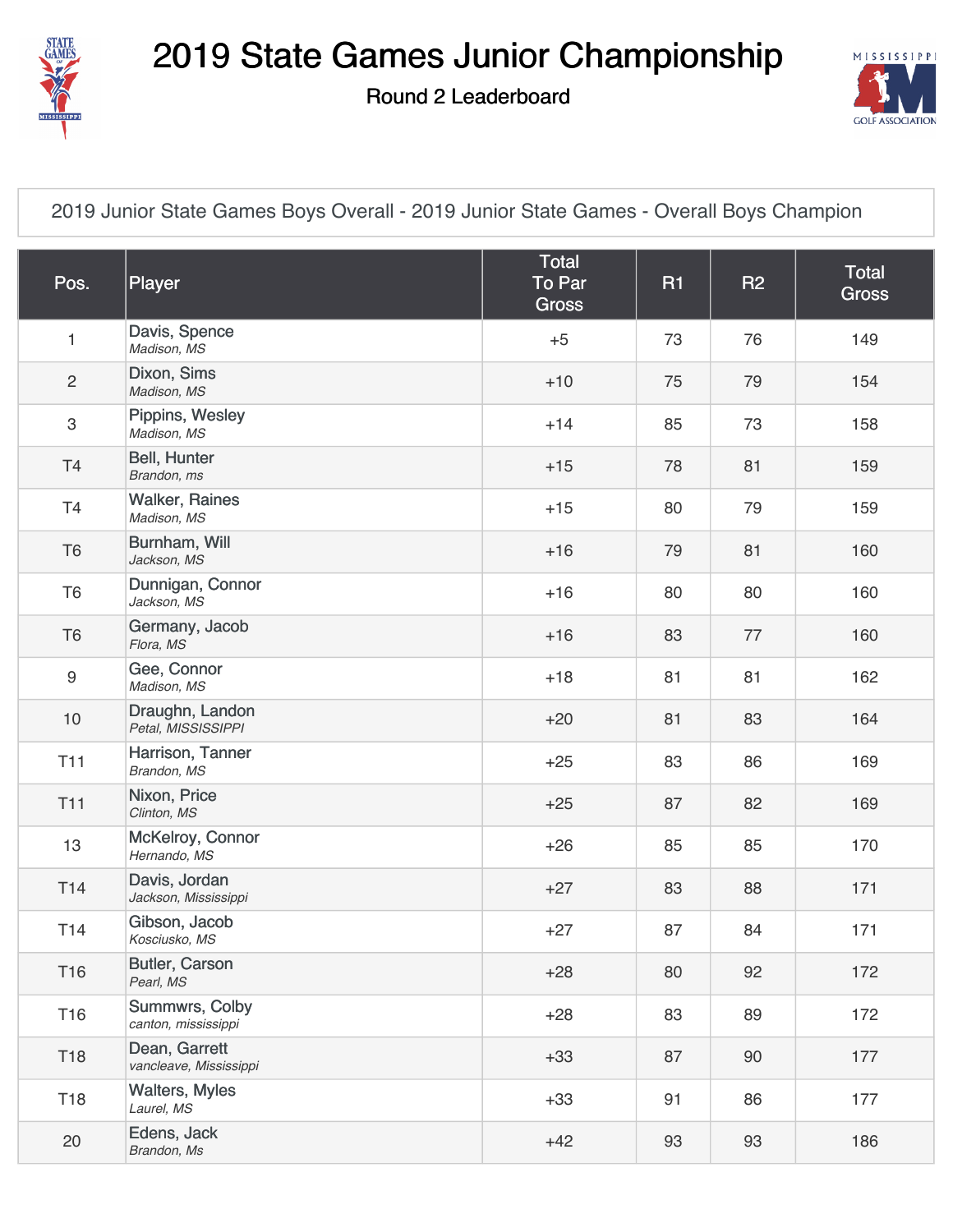# 2019 State Games Junior Championship

## Round 2 Leaderboard

2019 Junior State Games Boys Overall - 2019 Junior State Games - Overall Boys Champion

| Pos. | Player | Total To Par Gross | R1 | R2 | Total Gross |
|---|---|---|---|---|---|
| 1 | Davis, Spence *Madison, MS* | +5 | 73 | 76 | 149 |
| 2 | Dixon, Sims *Madison, MS* | +10 | 75 | 79 | 154 |
| 3 | Pippins, Wesley *Madison, MS* | +14 | 85 | 73 | 158 |
| T4 | Bell, Hunter *Brandon, ms* | +15 | 78 | 81 | 159 |
| T4 | Walker, Raines *Madison, MS* | +15 | 80 | 79 | 159 |
| T6 | Burnham, Will *Jackson, MS* | +16 | 79 | 81 | 160 |
| T6 | Dunnigan, Connor *Jackson, MS* | +16 | 80 | 80 | 160 |
| T6 | Germany, Jacob *Flora, MS* | +16 | 83 | 77 | 160 |
| 9 | Gee, Connor *Madison, MS* | +18 | 81 | 81 | 162 |
| 10 | Draughn, Landon *Petal, MISSISSIPPI* | +20 | 81 | 83 | 164 |
| T11 | Harrison, Tanner *Brandon, MS* | +25 | 83 | 86 | 169 |
| T11 | Nixon, Price *Clinton, MS* | +25 | 87 | 82 | 169 |
| 13 | McKelroy, Connor *Hernando, MS* | +26 | 85 | 85 | 170 |
| T14 | Davis, Jordan *Jackson, Mississippi* | +27 | 83 | 88 | 171 |
| T14 | Gibson, Jacob *Kosciusko, MS* | +27 | 87 | 84 | 171 |
| T16 | Butler, Carson *Pearl, MS* | +28 | 80 | 92 | 172 |
| T16 | Summwrs, Colby *canton, mississippi* | +28 | 83 | 89 | 172 |
| T18 | Dean, Garrett *vancleave, Mississippi* | +33 | 87 | 90 | 177 |
| T18 | Walters, Myles *Laurel, MS* | +33 | 91 | 86 | 177 |
| 20 | Edens, Jack *Brandon, Ms* | +42 | 93 | 93 | 186 |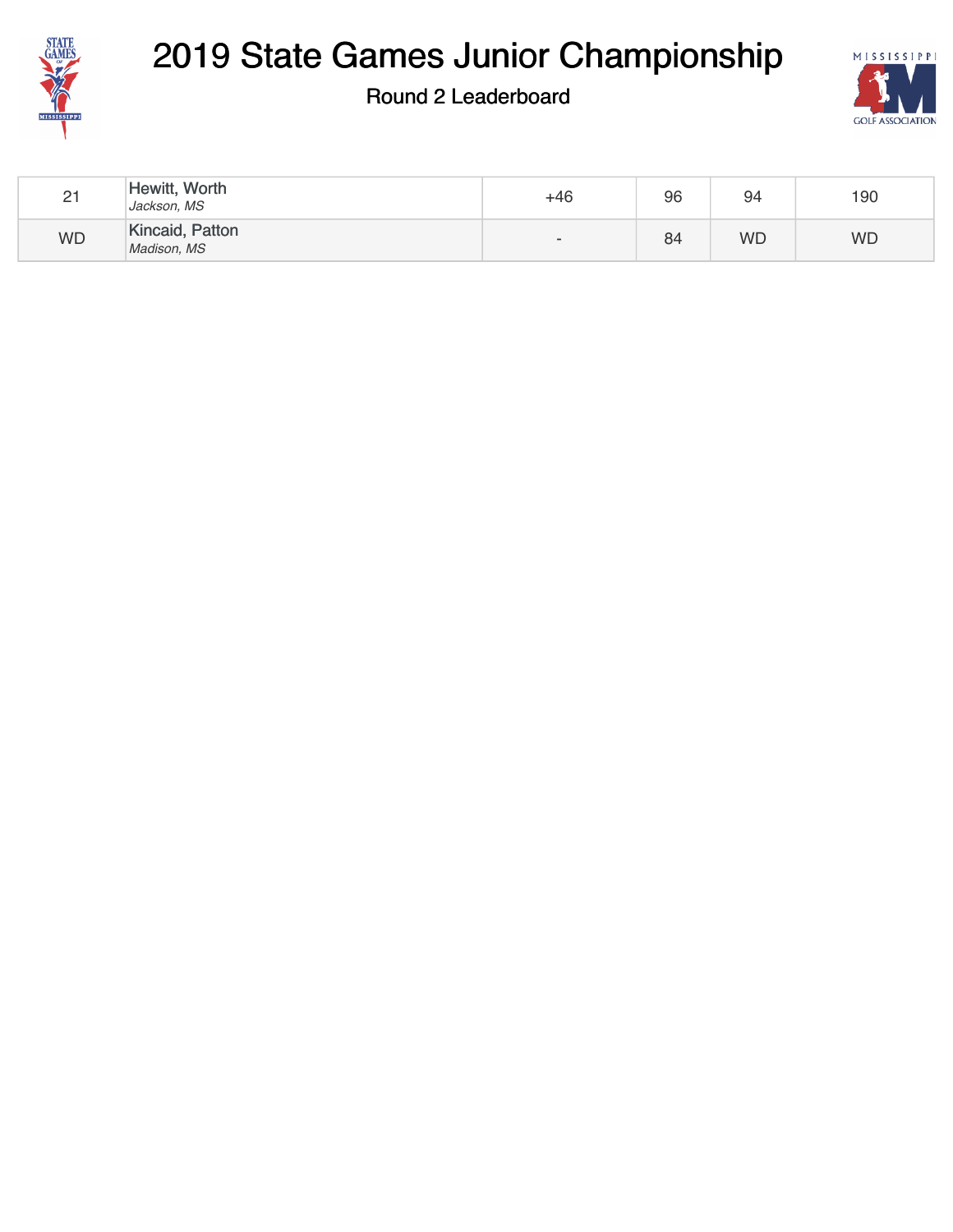# 2019 State Games Junior Championship

Round 2 Leaderboard

| | | | | | |
|---|---|---|---|---|---|
| 21 | Hewitt, Worth<br>*Jackson, MS* | +46 | 96 | 94 | 190 |
| WD | Kincaid, Patton<br>*Madison, MS* | - | 84 | WD | WD |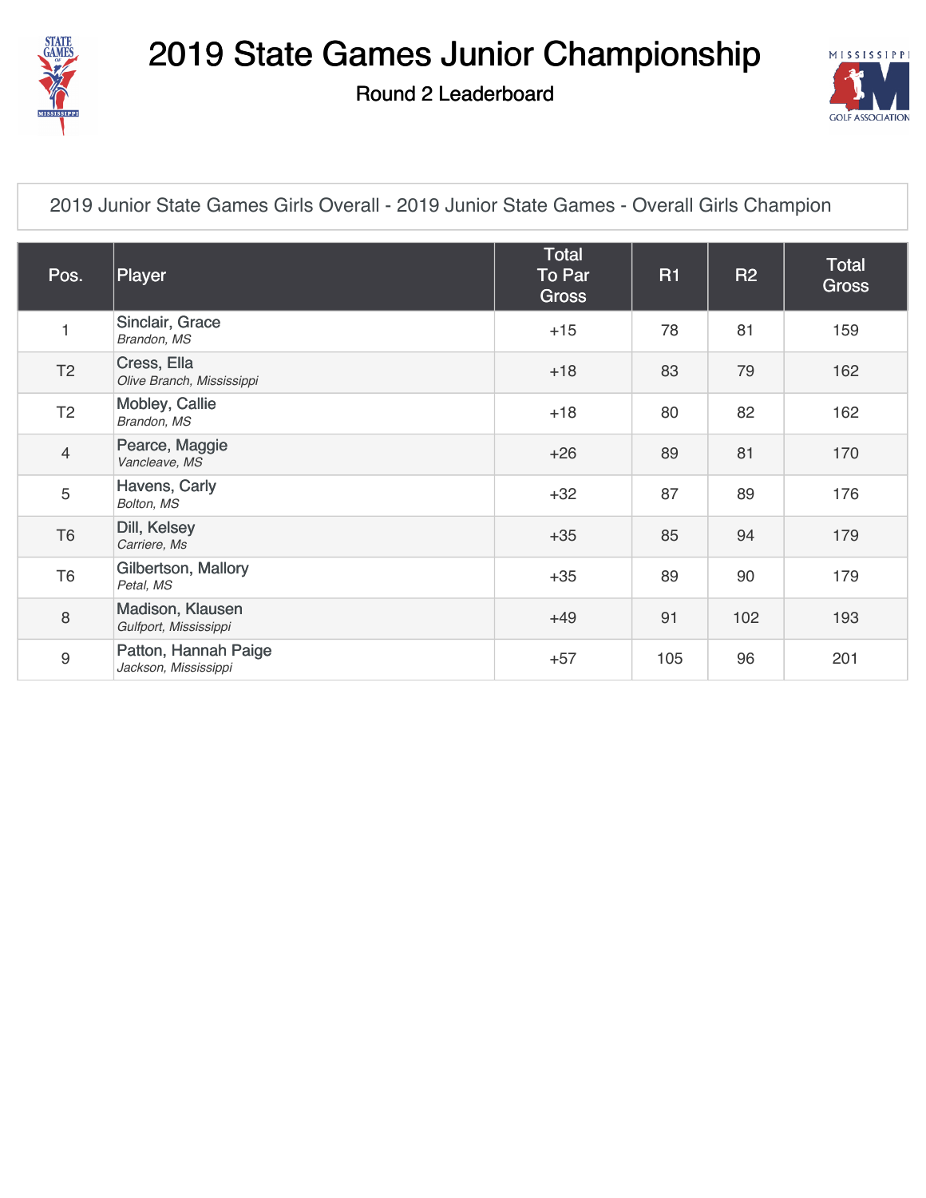# 2019 State Games Junior Championship

## Round 2 Leaderboard

2019 Junior State Games Girls Overall - 2019 Junior State Games - Overall Girls Champion

| Pos. | Player | Total To Par Gross | R1 | R2 | Total Gross |
|---|---|---|---|---|---|
| 1 | Sinclair, Grace *Brandon, MS* | +15 | 78 | 81 | 159 |
| T2 | Cress, Ella *Olive Branch, Mississippi* | +18 | 83 | 79 | 162 |
| T2 | Mobley, Callie *Brandon, MS* | +18 | 80 | 82 | 162 |
| 4 | Pearce, Maggie *Vancleave, MS* | +26 | 89 | 81 | 170 |
| 5 | Havens, Carly *Bolton, MS* | +32 | 87 | 89 | 176 |
| T6 | Dill, Kelsey *Carriere, Ms* | +35 | 85 | 94 | 179 |
| T6 | Gilbertson, Mallory *Petal, MS* | +35 | 89 | 90 | 179 |
| 8 | Madison, Klausen *Gulfport, Mississippi* | +49 | 91 | 102 | 193 |
| 9 | Patton, Hannah Paige *Jackson, Mississippi* | +57 | 105 | 96 | 201 |